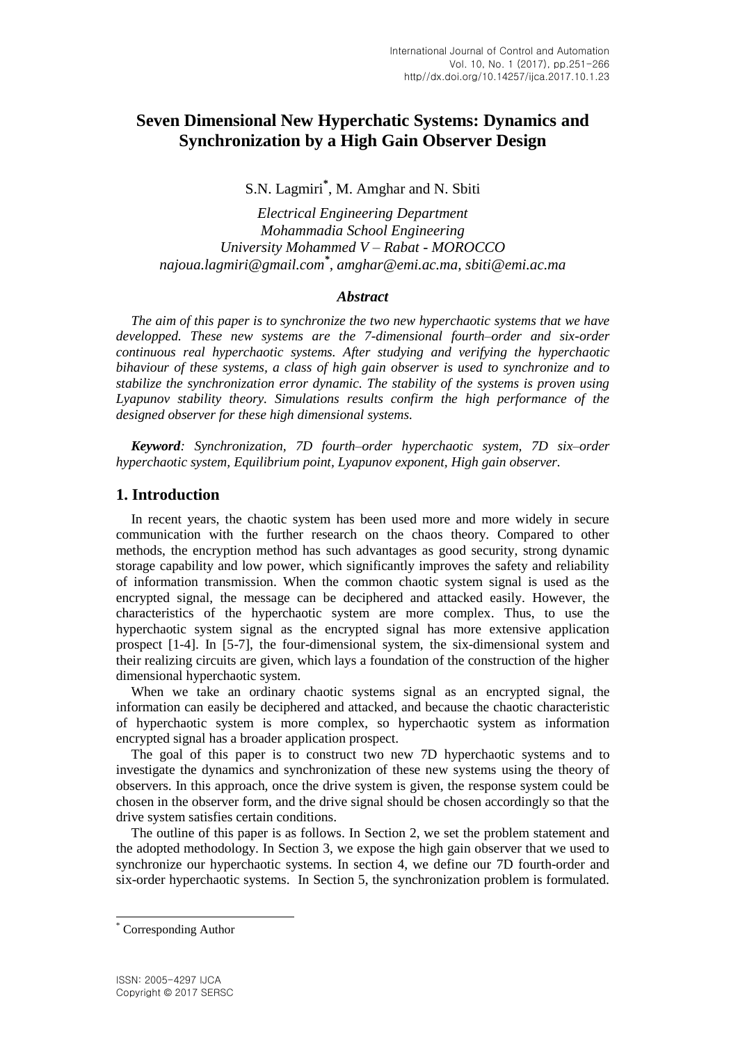# Seven Dimensional New Hyperchatic Systems: Dynamics and Synchronization by a High Gain Observer Design

S.N. Lagmiri*, M. Amghar and N. Sbiti

*Electrical Engineering Department*
*Mohammadia School Engineering*
*University Mohammed V – Rabat - MOROCCO*
*najoua.lagmiri@gmail.com\*, amghar@emi.ac.ma, sbiti@emi.ac.ma*

### *Abstract*

*The aim of this paper is to synchronize the two new hyperchaotic systems that we have developped. These new systems are the 7-dimensional fourth–order and six-order continuous real hyperchaotic systems. After studying and verifying the hyperchaotic bihaviour of these systems, a class of high gain observer is used to synchronize and to stabilize the synchronization error dynamic. The stability of the systems is proven using Lyapunov stability theory. Simulations results confirm the high performance of the designed observer for these high dimensional systems.*

***Keyword**: Synchronization, 7D fourth–order hyperchaotic system, 7D six–order hyperchaotic system, Equilibrium point, Lyapunov exponent, High gain observer.*

## 1. Introduction

In recent years, the chaotic system has been used more and more widely in secure communication with the further research on the chaos theory. Compared to other methods, the encryption method has such advantages as good security, strong dynamic storage capability and low power, which significantly improves the safety and reliability of information transmission. When the common chaotic system signal is used as the encrypted signal, the message can be deciphered and attacked easily. However, the characteristics of the hyperchaotic system are more complex. Thus, to use the hyperchaotic system signal as the encrypted signal has more extensive application prospect [1-4]. In [5-7], the four-dimensional system, the six-dimensional system and their realizing circuits are given, which lays a foundation of the construction of the higher dimensional hyperchaotic system.

When we take an ordinary chaotic systems signal as an encrypted signal, the information can easily be deciphered and attacked, and because the chaotic characteristic of hyperchaotic system is more complex, so hyperchaotic system as information encrypted signal has a broader application prospect.

The goal of this paper is to construct two new 7D hyperchaotic systems and to investigate the dynamics and synchronization of these new systems using the theory of observers. In this approach, once the drive system is given, the response system could be chosen in the observer form, and the drive signal should be chosen accordingly so that the drive system satisfies certain conditions.

The outline of this paper is as follows. In Section 2, we set the problem statement and the adopted methodology. In Section 3, we expose the high gain observer that we used to synchronize our hyperchaotic systems. In section 4, we define our 7D fourth-order and six-order hyperchaotic systems. In Section 5, the synchronization problem is formulated.

* Corresponding Author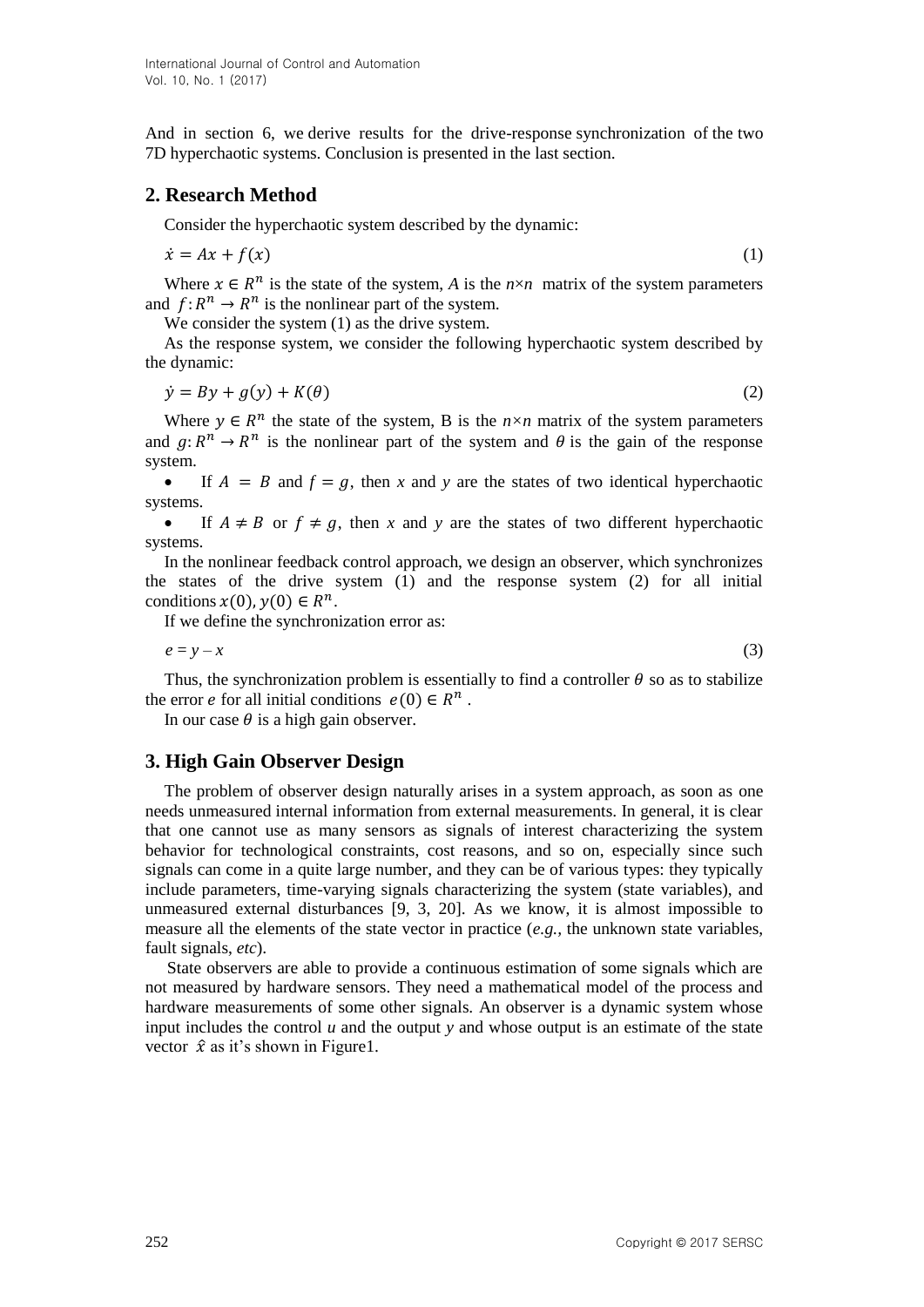And in section 6, we derive results for the drive-response synchronization of the two 7D hyperchaotic systems. Conclusion is presented in the last section.

## 2. Research Method

Consider the hyperchaotic system described by the dynamic:

$$\dot{x} = Ax + f(x) \tag{1}$$

Where $x \in R^n$ is the state of the system, $A$ is the $n \times n$ matrix of the system parameters and $f: R^n \to R^n$ is the nonlinear part of the system.

We consider the system (1) as the drive system.

As the response system, we consider the following hyperchaotic system described by the dynamic:

$$\dot{y} = By + g(y) + K(\theta) \tag{2}$$

Where $y \in R^n$ the state of the system, B is the $n \times n$ matrix of the system parameters and $g: R^n \to R^n$ is the nonlinear part of the system and $\theta$ is the gain of the response system.

- If $A = B$ and $f = g$, then $x$ and $y$ are the states of two identical hyperchaotic systems.
- If $A \neq B$ or $f \neq g$, then $x$ and $y$ are the states of two different hyperchaotic systems.

In the nonlinear feedback control approach, we design an observer, which synchronizes the states of the drive system (1) and the response system (2) for all initial conditions $x(0), y(0) \in R^n$.

If we define the synchronization error as:

$$e = y - x \tag{3}$$

Thus, the synchronization problem is essentially to find a controller $\theta$ so as to stabilize the error $e$ for all initial conditions $e(0) \in R^n$ .

In our case $\theta$ is a high gain observer.

## 3. High Gain Observer Design

The problem of observer design naturally arises in a system approach, as soon as one needs unmeasured internal information from external measurements. In general, it is clear that one cannot use as many sensors as signals of interest characterizing the system behavior for technological constraints, cost reasons, and so on, especially since such signals can come in a quite large number, and they can be of various types: they typically include parameters, time-varying signals characterizing the system (state variables), and unmeasured external disturbances [9, 3, 20]. As we know, it is almost impossible to measure all the elements of the state vector in practice (*e.g.*, the unknown state variables, fault signals, *etc*).

State observers are able to provide a continuous estimation of some signals which are not measured by hardware sensors. They need a mathematical model of the process and hardware measurements of some other signals. An observer is a dynamic system whose input includes the control $u$ and the output $y$ and whose output is an estimate of the state vector $\hat{x}$ as it's shown in Figure1.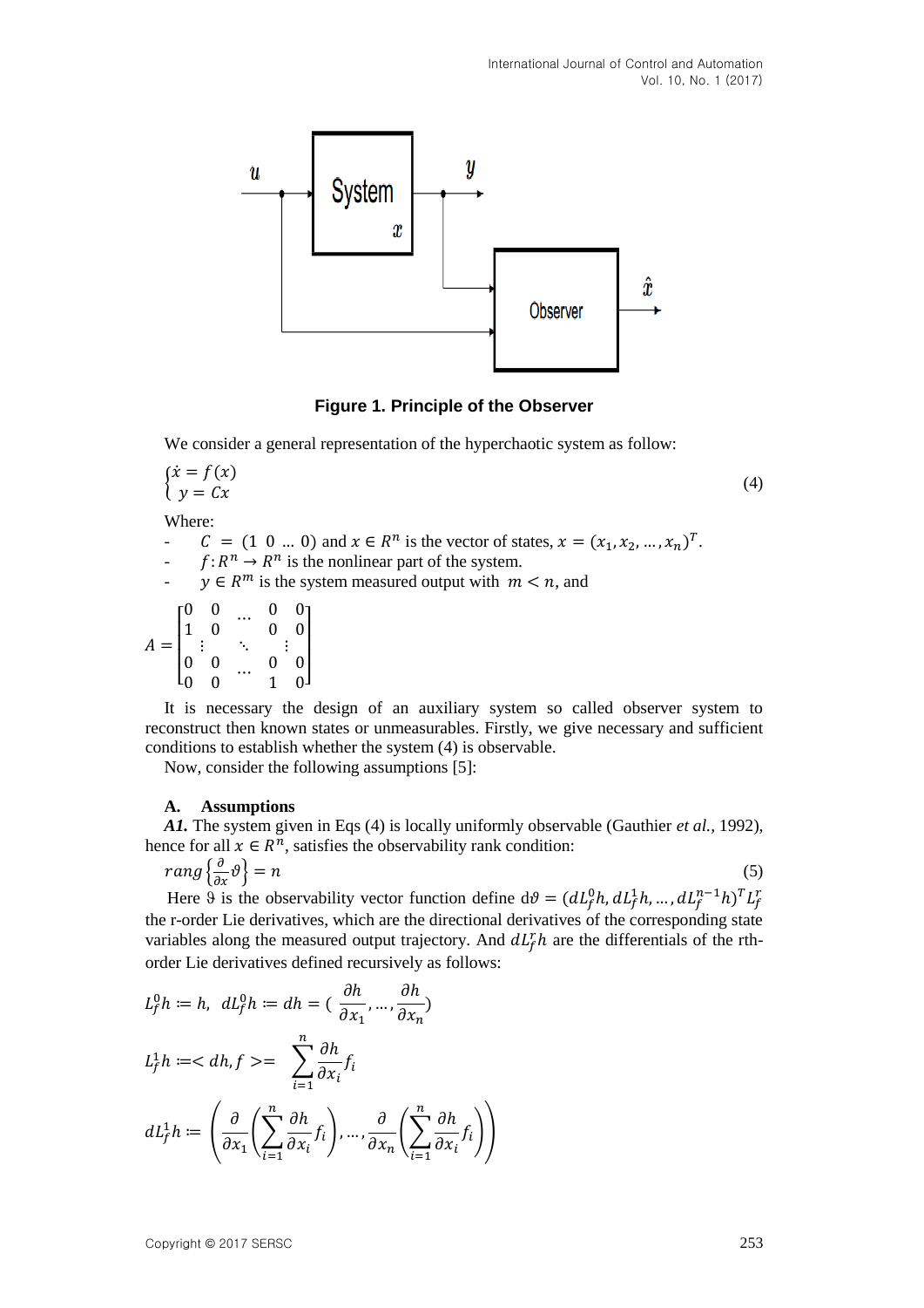Figure 1. Principle of the Observer

We consider a general representation of the hyperchaotic system as follow:

$$\begin{cases} \dot{x} = f(x) \\ y = Cx \end{cases} \quad (4)$$

Where:

- $C = (1 \ 0 \ \dots \ 0)$ and $x \in R^n$ is the vector of states, $x = (x_1, x_2, \dots, x_n)^T$.
- $f: R^n \to R^n$ is the nonlinear part of the system.
- $y \in R^m$ is the system measured output with $m < n$, and

$$A = \begin{bmatrix} 0 & 0 & \dots & 0 & 0 \\ 1 & 0 & & 0 & 0 \\ \vdots & & \ddots & & \vdots \\ 0 & 0 & & 0 & 0 \\ 0 & 0 & \dots & 1 & 0 \end{bmatrix}$$

It is necessary the design of an auxiliary system so called observer system to reconstruct then known states or unmeasurables. Firstly, we give necessary and sufficient conditions to establish whether the system (4) is observable.

Now, consider the following assumptions [5]:

### A. Assumptions

***A1.*** The system given in Eqs (4) is locally uniformly observable (Gauthier *et al.*, 1992), hence for all $x \in R^n$, satisfies the observability rank condition:

$$rang\left\{\frac{\partial}{\partial x}\vartheta\right\} = n \quad (5)$$

Here $\vartheta$ is the observability vector function define $d\vartheta = (dL_f^0 h, dL_f^1 h, \dots, dL_f^{n-1} h)^T L_f^r$ the r-order Lie derivatives, which are the directional derivatives of the corresponding state variables along the measured output trajectory. And $dL_f^r h$ are the differentials of the rth-order Lie derivatives defined recursively as follows:

$$L_f^0 h := h, \ \ dL_f^0 h := dh = \left(\frac{\partial h}{\partial x_1}, \dots, \frac{\partial h}{\partial x_n}\right)$$

$$L_f^1 h := \langle dh, f \rangle = \sum_{i=1}^{n} \frac{\partial h}{\partial x_i} f_i$$

$$dL_f^1 h := \left(\frac{\partial}{\partial x_1}\left(\sum_{i=1}^{n} \frac{\partial h}{\partial x_i} f_i\right), \dots, \frac{\partial}{\partial x_n}\left(\sum_{i=1}^{n} \frac{\partial h}{\partial x_i} f_i\right)\right)$$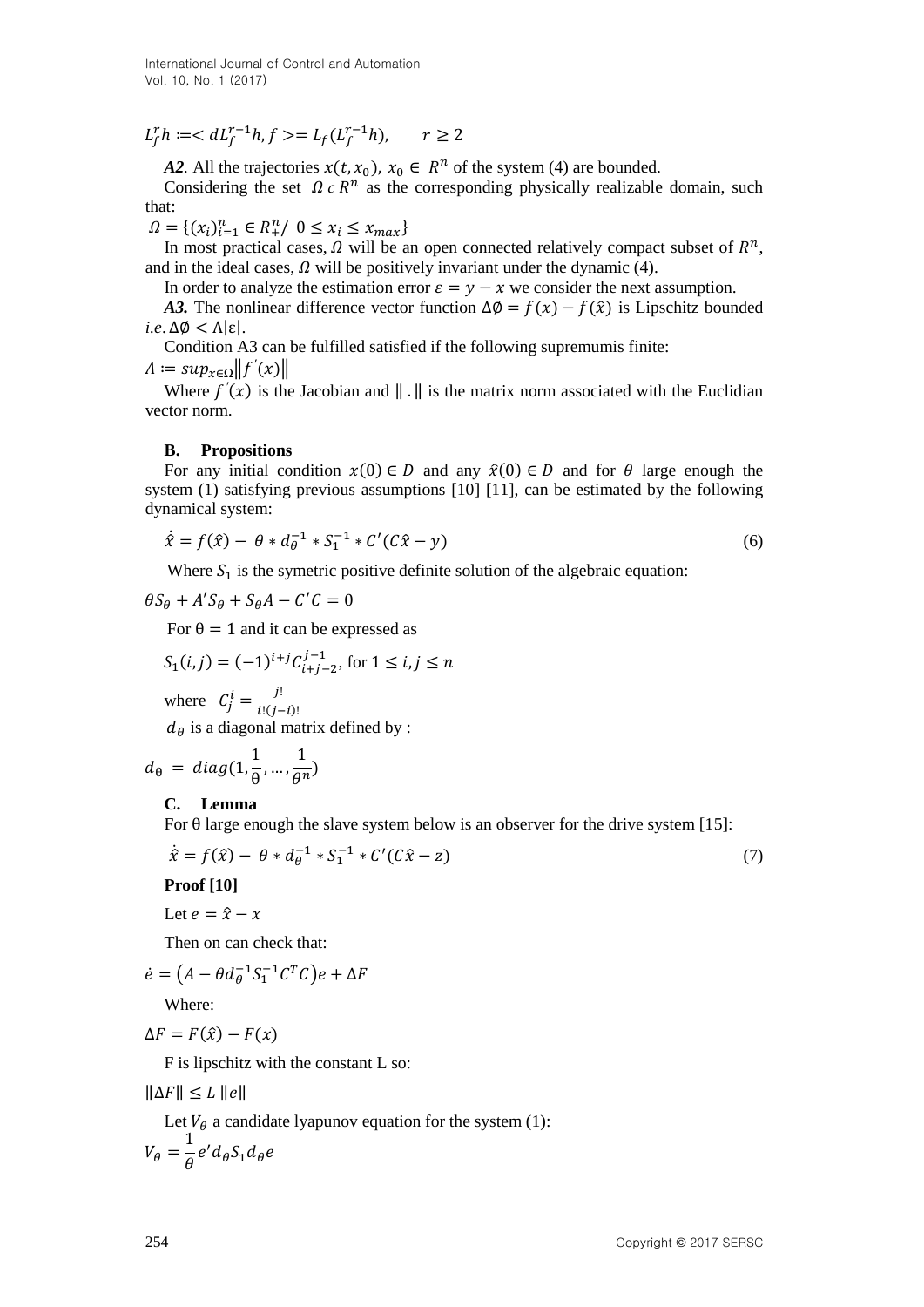$L_f^r h := < dL_f^{r-1}h, f >= L_f(L_f^{r-1}h), \qquad r \geq 2$

***A2***. All the trajectories $x(t, x_0)$, $x_0 \in R^n$ of the system (4) are bounded.

Considering the set $\Omega \subset R^n$ as the corresponding physically realizable domain, such that:

$\Omega = \{(x_i)_{i=1}^n \in R_+^n / \ 0 \leq x_i \leq x_{max}\}$

In most practical cases, $\Omega$ will be an open connected relatively compact subset of $R^n$, and in the ideal cases, $\Omega$ will be positively invariant under the dynamic (4).

In order to analyze the estimation error $\varepsilon = y - x$ we consider the next assumption.

***A3.*** The nonlinear difference vector function $\Delta\emptyset = f(x) - f(\hat{x})$ is Lipschitz bounded *i.e.* $\Delta\emptyset < \Lambda|\varepsilon|$.

Condition A3 can be fulfilled satisfied if the following supremumis finite:

$\Lambda := sup_{x\in\Omega}\|f^{'}(x)\|$

Where $f^{'}(x)$ is the Jacobian and $\|.\|$ is the matrix norm associated with the Euclidian vector norm.

### B. Propositions

For any initial condition $x(0) \in D$ and any $\hat{x}(0) \in D$ and for $\theta$ large enough the system (1) satisfying previous assumptions [10] [11], can be estimated by the following dynamical system:

$$\dot{\hat{x}} = f(\hat{x}) - \theta * d_\theta^{-1} * S_1^{-1} * C'(C\hat{x} - y) \tag{6}$$

Where $S_1$ is the symetric positive definite solution of the algebraic equation:

$$\theta S_\theta + A'S_\theta + S_\theta A - C'C = 0$$

For $\theta = 1$ and it can be expressed as

$$S_1(i,j) = (-1)^{i+j} C_{i+j-2}^{j-1}, \text{ for } 1 \leq i,j \leq n$$

where $C_j^i = \frac{j!}{i!(j-i)!}$

$d_\theta$ is a diagonal matrix defined by :

$$d_\theta = diag(1, \frac{1}{\theta}, \dots, \frac{1}{\theta^n})$$

### C. Lemma

For θ large enough the slave system below is an observer for the drive system [15]:

$$\dot{\hat{x}} = f(\hat{x}) - \theta * d_\theta^{-1} * S_1^{-1} * C'(C\hat{x} - z) \tag{7}$$

**Proof [10]**

Let $e = \hat{x} - x$

Then on can check that:

$$\dot{e} = \left(A - \theta d_\theta^{-1} S_1^{-1} C^T C\right)e + \Delta F$$

Where:

$$\Delta F = F(\hat{x}) - F(x)$$

F is lipschitz with the constant L so:

$$\|\Delta F\| \leq L \|e\|$$

Let $V_\theta$ a candidate lyapunov equation for the system (1):

$$V_\theta = \frac{1}{\theta} e' d_\theta S_1 d_\theta e$$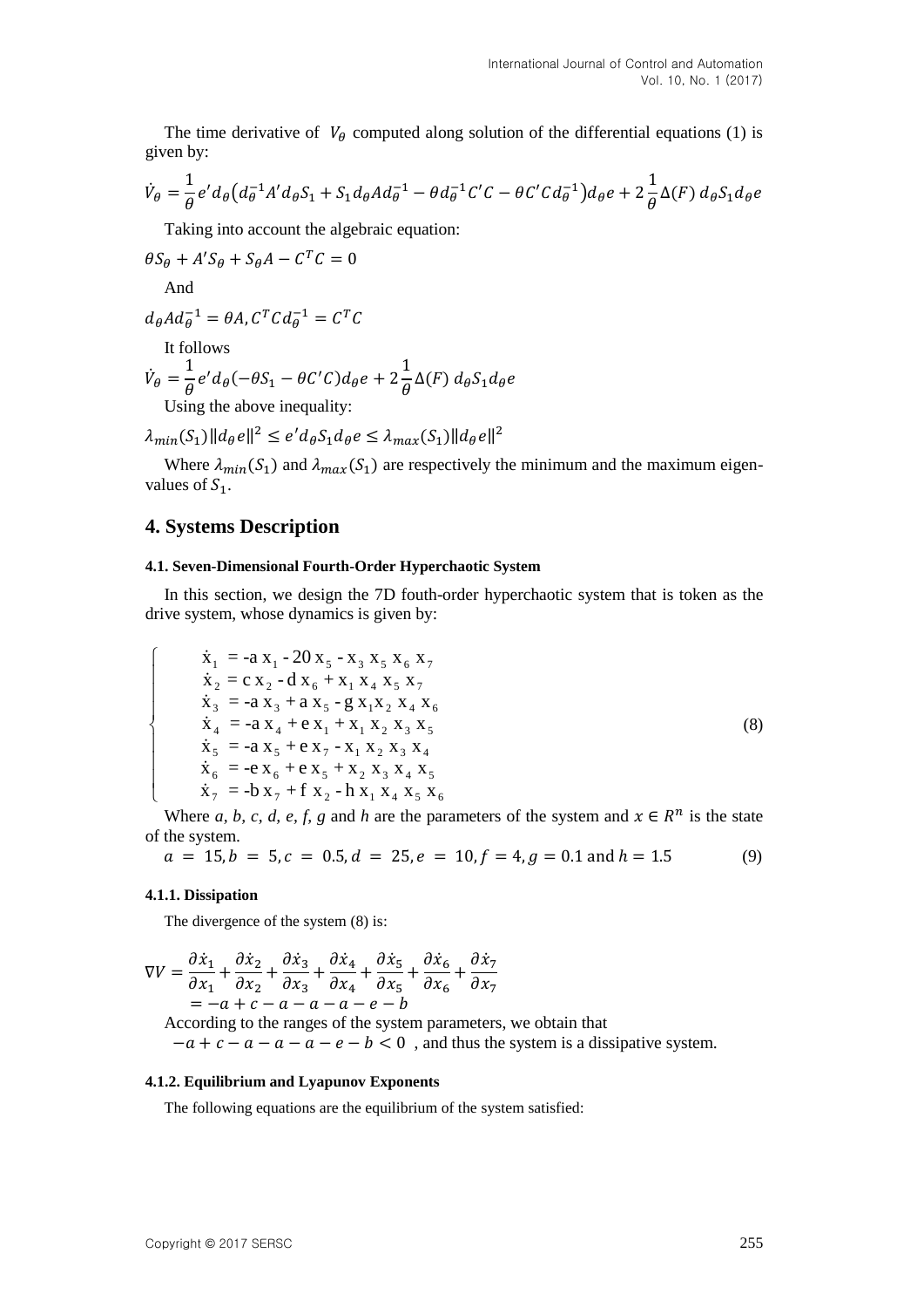The time derivative of $V_\theta$ computed along solution of the differential equations (1) is given by:

$$\dot{V}_\theta = \frac{1}{\theta} e' d_\theta \left( d_\theta^{-1} A' d_\theta S_1 + S_1 d_\theta A d_\theta^{-1} - \theta d_\theta^{-1} C' C - \theta C' C d_\theta^{-1} \right) d_\theta e + 2 \frac{1}{\theta} \Delta(F)\, d_\theta S_1 d_\theta e$$

Taking into account the algebraic equation:

$$\theta S_\theta + A' S_\theta + S_\theta A - C^T C = 0$$

And

$$d_\theta A d_\theta^{-1} = \theta A, C^T C d_\theta^{-1} = C^T C$$

It follows

$$\dot{V}_\theta = \frac{1}{\theta} e' d_\theta (-\theta S_1 - \theta C' C) d_\theta e + 2 \frac{1}{\theta} \Delta(F)\, d_\theta S_1 d_\theta e$$

Using the above inequality:

$$\lambda_{min}(S_1) \|d_\theta e\|^2 \le e' d_\theta S_1 d_\theta e \le \lambda_{max}(S_1) \|d_\theta e\|^2$$

Where $\lambda_{min}(S_1)$ and $\lambda_{max}(S_1)$ are respectively the minimum and the maximum eigen-values of $S_1$.

## 4. Systems Description

#### 4.1. Seven-Dimensional Fourth-Order Hyperchaotic System

In this section, we design the 7D fouth-order hyperchaotic system that is token as the drive system, whose dynamics is given by:

$$\begin{cases} \dot{x}_1 = -a\, x_1 - 20\, x_5 - x_3\, x_5\, x_6\, x_7 \\ \dot{x}_2 = c\, x_2 - d\, x_6 + x_1\, x_4\, x_5\, x_7 \\ \dot{x}_3 = -a\, x_3 + a\, x_5 - g\, x_1 x_2\, x_4\, x_6 \\ \dot{x}_4 = -a\, x_4 + e\, x_1 + x_1\, x_2\, x_3\, x_5 \\ \dot{x}_5 = -a\, x_5 + e\, x_7 - x_1\, x_2\, x_3\, x_4 \\ \dot{x}_6 = -e\, x_6 + e\, x_5 + x_2\, x_3\, x_4\, x_5 \\ \dot{x}_7 = -b\, x_7 + f\, x_2 - h\, x_1\, x_4\, x_5\, x_6 \end{cases} \tag{8}$$

Where *a*, *b*, *c*, *d*, *e*, *f*, *g* and *h* are the parameters of the system and $x \in R^n$ is the state of the system.

$$a = 15, b = 5, c = 0.5, d = 25, e = 10, f = 4, g = 0.1 \text{ and } h = 1.5 \tag{9}$$

#### 4.1.1. Dissipation

The divergence of the system (8) is:

$$\nabla V = \frac{\partial \dot{x}_1}{\partial x_1} + \frac{\partial \dot{x}_2}{\partial x_2} + \frac{\partial \dot{x}_3}{\partial x_3} + \frac{\partial \dot{x}_4}{\partial x_4} + \frac{\partial \dot{x}_5}{\partial x_5} + \frac{\partial \dot{x}_6}{\partial x_6} + \frac{\partial \dot{x}_7}{\partial x_7}$$
$$= -a + c - a - a - a - e - b$$

According to the ranges of the system parameters, we obtain that $-a + c - a - a - a - e - b < 0$ , and thus the system is a dissipative system.

#### 4.1.2. Equilibrium and Lyapunov Exponents

The following equations are the equilibrium of the system satisfied: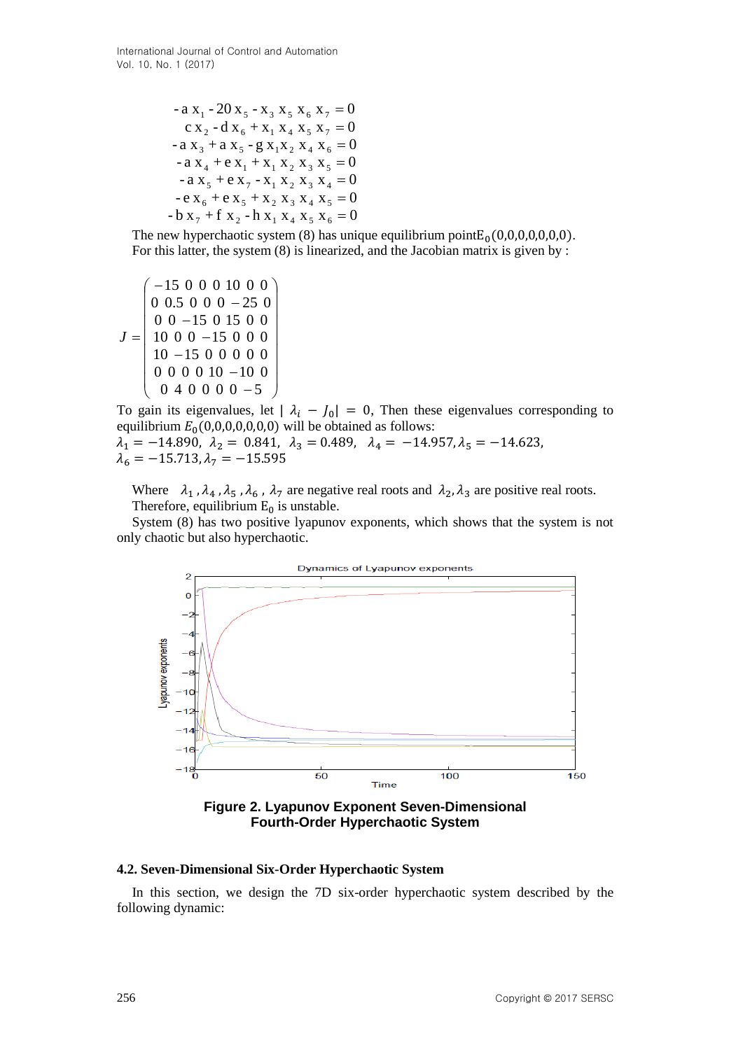$$
\begin{aligned}
-a\,x_1 - 20\,x_5 - x_3\,x_5\,x_6\,x_7 &= 0 \\
c\,x_2 - d\,x_6 + x_1\,x_4\,x_5\,x_7 &= 0 \\
-a\,x_3 + a\,x_5 - g\,x_1 x_2\,x_4\,x_6 &= 0 \\
-a\,x_4 + e\,x_1 + x_1\,x_2\,x_3\,x_5 &= 0 \\
-a\,x_5 + e\,x_7 - x_1\,x_2\,x_3\,x_4 &= 0 \\
-e\,x_6 + e\,x_5 + x_2\,x_3\,x_4\,x_5 &= 0 \\
-b\,x_7 + f\,x_2 - h\,x_1\,x_4\,x_5\,x_6 &= 0
\end{aligned}
$$

The new hyperchaotic system (8) has unique equilibrium point $E_0(0,0,0,0,0,0,0)$. For this latter, the system (8) is linearized, and the Jacobian matrix is given by :

$$
J = \begin{pmatrix}
-15 & 0 & 0 & 0 & 10 & 0 & 0 \\
0 & 0.5 & 0 & 0 & 0 & -25 & 0 \\
0 & 0 & -15 & 0 & 15 & 0 & 0 \\
10 & 0 & 0 & -15 & 0 & 0 & 0 \\
10 & -15 & 0 & 0 & 0 & 0 & 0 \\
0 & 0 & 0 & 0 & 10 & -10 & 0 \\
0 & 4 & 0 & 0 & 0 & 0 & -5
\end{pmatrix}
$$

To gain its eigenvalues, let $|\lambda_i - J_0| = 0$, Then these eigenvalues corresponding to equilibrium $E_0(0,0,0,0,0,0,0)$ will be obtained as follows:
$\lambda_1 = -14.890,\ \lambda_2 = 0.841,\ \lambda_3 = 0.489,\ \lambda_4 = -14.957, \lambda_5 = -14.623,$
$\lambda_6 = -15.713, \lambda_7 = -15.595$

Where $\lambda_1, \lambda_4, \lambda_5, \lambda_6, \lambda_7$ are negative real roots and $\lambda_2, \lambda_3$ are positive real roots. Therefore, equilibrium $E_0$ is unstable.

System (8) has two positive lyapunov exponents, which shows that the system is not only chaotic but also hyperchaotic.

**Figure 2. Lyapunov Exponent Seven-Dimensional Fourth-Order Hyperchaotic System**

### 4.2. Seven-Dimensional Six-Order Hyperchaotic System

In this section, we design the 7D six-order hyperchaotic system described by the following dynamic: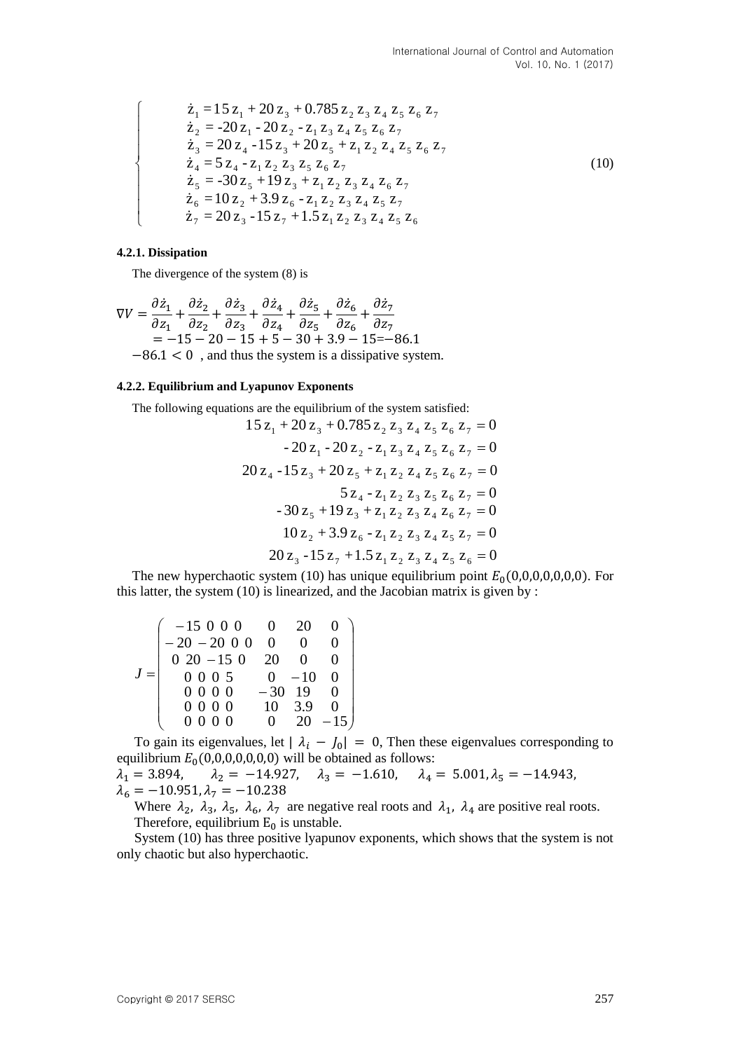$$
\begin{cases}
\dot{z}_1 = 15\,z_1 + 20\,z_3 + 0.785\,z_2\,z_3\,z_4\,z_5\,z_6\,z_7 \\
\dot{z}_2 = -20\,z_1 - 20\,z_2 - z_1\,z_3\,z_4\,z_5\,z_6\,z_7 \\
\dot{z}_3 = 20\,z_4 - 15\,z_3 + 20\,z_5 + z_1\,z_2\,z_4\,z_5\,z_6\,z_7 \\
\dot{z}_4 = 5\,z_4 - z_1\,z_2\,z_3\,z_5\,z_6\,z_7 \\
\dot{z}_5 = -30\,z_5 + 19\,z_3 + z_1\,z_2\,z_3\,z_4\,z_6\,z_7 \\
\dot{z}_6 = 10\,z_2 + 3.9\,z_6 - z_1\,z_2\,z_3\,z_4\,z_5\,z_7 \\
\dot{z}_7 = 20\,z_3 - 15\,z_7 + 1.5\,z_1\,z_2\,z_3\,z_4\,z_5\,z_6
\end{cases}
\tag{10}
$$

#### 4.2.1. Dissipation

The divergence of the system (8) is

$$
\nabla V = \frac{\partial \dot{z}_1}{\partial z_1} + \frac{\partial \dot{z}_2}{\partial z_2} + \frac{\partial \dot{z}_3}{\partial z_3} + \frac{\partial \dot{z}_4}{\partial z_4} + \frac{\partial \dot{z}_5}{\partial z_5} + \frac{\partial \dot{z}_6}{\partial z_6} + \frac{\partial \dot{z}_7}{\partial z_7}
$$
$$
= -15 - 20 - 15 + 5 - 30 + 3.9 - 15 = -86.1
$$

$-86.1 < 0$ , and thus the system is a dissipative system.

#### 4.2.2. Equilibrium and Lyapunov Exponents

The following equations are the equilibrium of the system satisfied:

$$
\begin{aligned}
15\,z_1 + 20\,z_3 + 0.785\,z_2\,z_3\,z_4\,z_5\,z_6\,z_7 &= 0 \\
-20\,z_1 - 20\,z_2 - z_1\,z_3\,z_4\,z_5\,z_6\,z_7 &= 0 \\
20\,z_4 - 15\,z_3 + 20\,z_5 + z_1\,z_2\,z_4\,z_5\,z_6\,z_7 &= 0 \\
5\,z_4 - z_1\,z_2\,z_3\,z_5\,z_6\,z_7 &= 0 \\
-30\,z_5 + 19\,z_3 + z_1\,z_2\,z_3\,z_4\,z_6\,z_7 &= 0 \\
10\,z_2 + 3.9\,z_6 - z_1\,z_2\,z_3\,z_4\,z_5\,z_7 &= 0 \\
20\,z_3 - 15\,z_7 + 1.5\,z_1\,z_2\,z_3\,z_4\,z_5\,z_6 &= 0
\end{aligned}
$$

The new hyperchaotic system (10) has unique equilibrium point $E_0(0,0,0,0,0,0,0)$. For this latter, the system (10) is linearized, and the Jacobian matrix is given by :

$$
J = \begin{pmatrix}
-15 & 0 & 0 & 0 & 0 & 20 & 0 \\
-20 & -20 & 0 & 0 & 0 & 0 & 0 \\
0 & 20 & -15 & 0 & 20 & 0 & 0 \\
0 & 0 & 0 & 5 & 0 & -10 & 0 \\
0 & 0 & 0 & 0 & -30 & 19 & 0 \\
0 & 0 & 0 & 0 & 10 & 3.9 & 0 \\
0 & 0 & 0 & 0 & 0 & 20 & -15
\end{pmatrix}
$$

To gain its eigenvalues, let $|\ \lambda_i - J_0| = 0$, Then these eigenvalues corresponding to equilibrium $E_0(0,0,0,0,0,0,0)$ will be obtained as follows:

$\lambda_1 = 3.894$, $\lambda_2 = -14.927$, $\lambda_3 = -1.610$, $\lambda_4 = 5.001, \lambda_5 = -14.943$, $\lambda_6 = -10.951, \lambda_7 = -10.238$

Where $\lambda_2$, $\lambda_3$, $\lambda_5$, $\lambda_6$, $\lambda_7$ are negative real roots and $\lambda_1$, $\lambda_4$ are positive real roots.

Therefore, equilibrium $E_0$ is unstable.

System (10) has three positive lyapunov exponents, which shows that the system is not only chaotic but also hyperchaotic.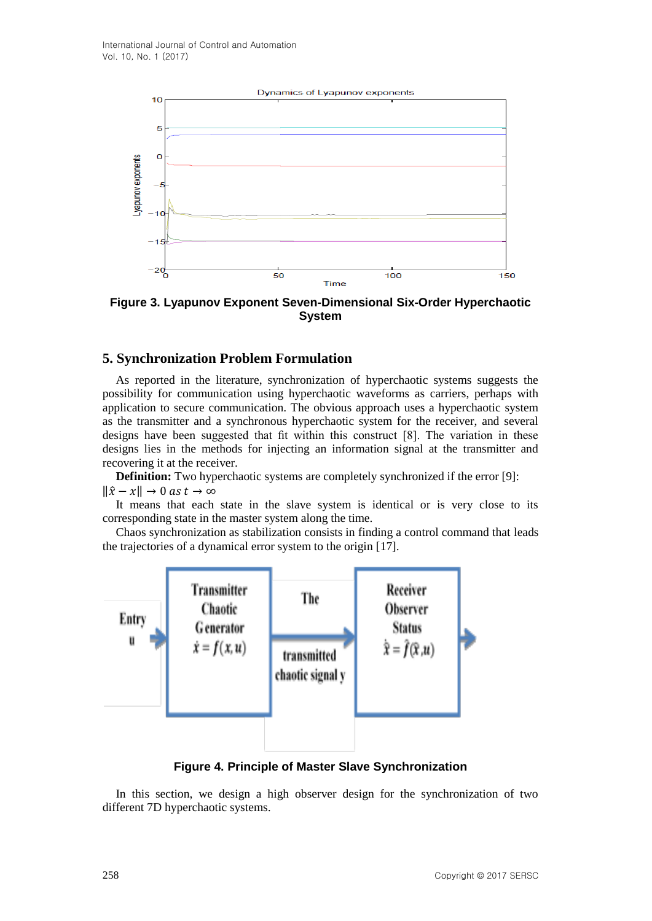Figure 3. Lyapunov Exponent Seven-Dimensional Six-Order Hyperchaotic System

## 5. Synchronization Problem Formulation

As reported in the literature, synchronization of hyperchaotic systems suggests the possibility for communication using hyperchaotic waveforms as carriers, perhaps with application to secure communication. The obvious approach uses a hyperchaotic system as the transmitter and a synchronous hyperchaotic system for the receiver, and several designs have been suggested that fit within this construct [8]. The variation in these designs lies in the methods for injecting an information signal at the transmitter and recovering it at the receiver.

**Definition:** Two hyperchaotic systems are completely synchronized if the error [9]: $\|\hat{x} - x\| \to 0 \; as \; t \to \infty$

It means that each state in the slave system is identical or is very close to its corresponding state in the master system along the time.

Chaos synchronization as stabilization consists in finding a control command that leads the trajectories of a dynamical error system to the origin [17].

Figure 4. Principle of Master Slave Synchronization

In this section, we design a high observer design for the synchronization of two different 7D hyperchaotic systems.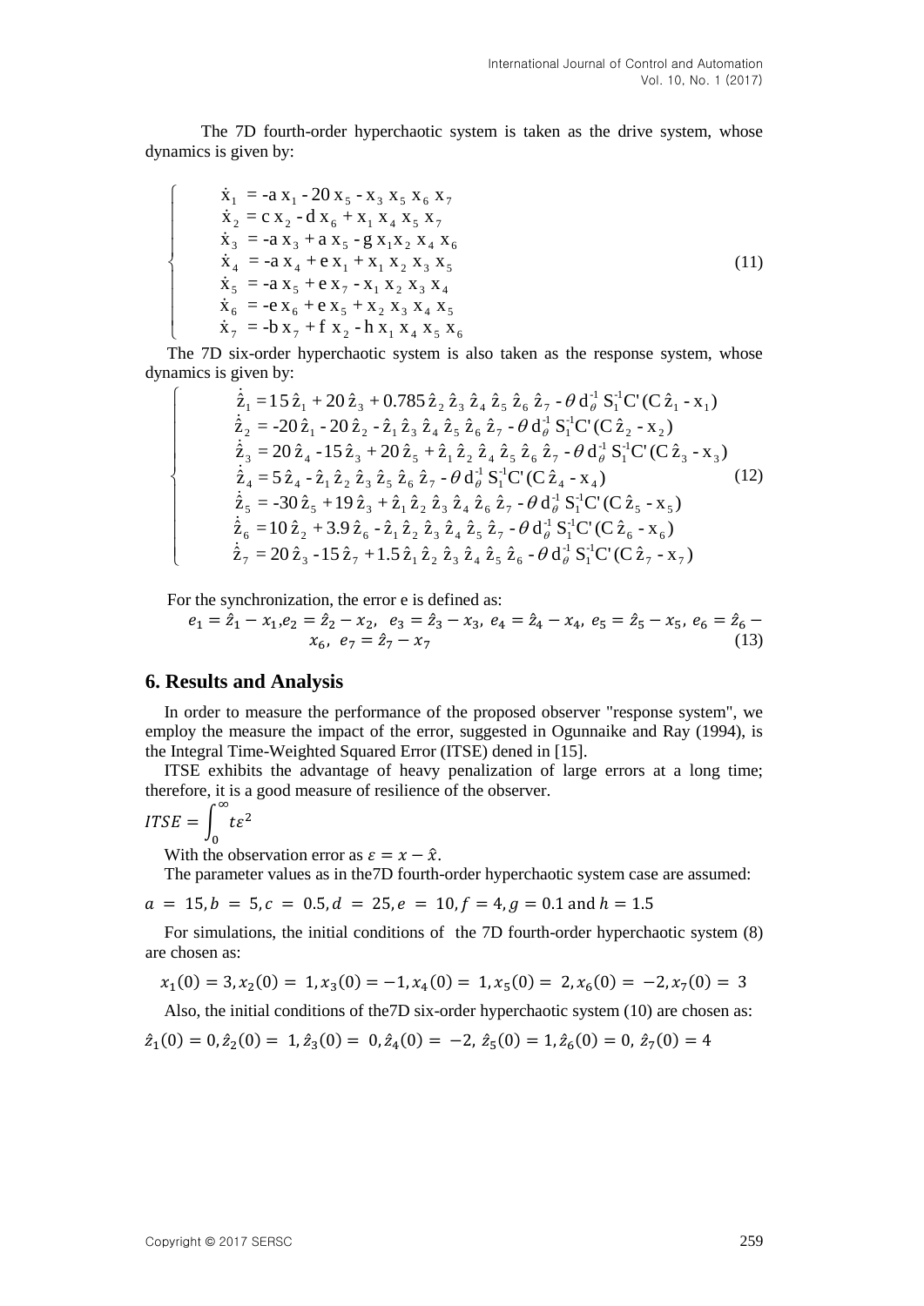The 7D fourth-order hyperchaotic system is taken as the drive system, whose dynamics is given by:

$$
\begin{cases}
\dot{x}_1 = -a\,x_1 - 20\,x_5 - x_3\,x_5\,x_6\,x_7 \\
\dot{x}_2 = c\,x_2 - d\,x_6 + x_1\,x_4\,x_5\,x_7 \\
\dot{x}_3 = -a\,x_3 + a\,x_5 - g\,x_1 x_2\,x_4\,x_6 \\
\dot{x}_4 = -a\,x_4 + e\,x_1 + x_1\,x_2\,x_3\,x_5 \\
\dot{x}_5 = -a\,x_5 + e\,x_7 - x_1\,x_2\,x_3\,x_4 \\
\dot{x}_6 = -e\,x_6 + e\,x_5 + x_2\,x_3\,x_4\,x_5 \\
\dot{x}_7 = -b\,x_7 + f\,x_2 - h\,x_1\,x_4\,x_5\,x_6
\end{cases}
\tag{11}
$$

The 7D six-order hyperchaotic system is also taken as the response system, whose dynamics is given by:

$$
\begin{cases}
\dot{\hat{z}}_1 = 15\,\hat{z}_1 + 20\,\hat{z}_3 + 0.785\,\hat{z}_2\,\hat{z}_3\,\hat{z}_4\,\hat{z}_5\,\hat{z}_6\,\hat{z}_7 - \theta\, d_\theta^{-1}\, S_1^{-1} C' (C\,\hat{z}_1 - x_1) \\
\dot{\hat{z}}_2 = -20\,\hat{z}_1 - 20\,\hat{z}_2 - \hat{z}_1\,\hat{z}_3\,\hat{z}_4\,\hat{z}_5\,\hat{z}_6\,\hat{z}_7 - \theta\, d_\theta^{-1}\, S_1^{-1} C' (C\,\hat{z}_2 - x_2) \\
\dot{\hat{z}}_3 = 20\,\hat{z}_4 - 15\,\hat{z}_3 + 20\,\hat{z}_5 + \hat{z}_1\,\hat{z}_2\,\hat{z}_4\,\hat{z}_5\,\hat{z}_6\,\hat{z}_7 - \theta\, d_\theta^{-1}\, S_1^{-1} C' (C\,\hat{z}_3 - x_3) \\
\dot{\hat{z}}_4 = 5\,\hat{z}_4 - \hat{z}_1\,\hat{z}_2\,\hat{z}_3\,\hat{z}_5\,\hat{z}_6\,\hat{z}_7 - \theta\, d_\theta^{-1}\, S_1^{-1} C' (C\,\hat{z}_4 - x_4) \\
\dot{\hat{z}}_5 = -30\,\hat{z}_5 + 19\,\hat{z}_3 + \hat{z}_1\,\hat{z}_2\,\hat{z}_3\,\hat{z}_4\,\hat{z}_6\,\hat{z}_7 - \theta\, d_\theta^{-1}\, S_1^{-1} C' (C\,\hat{z}_5 - x_5) \\
\dot{\hat{z}}_6 = 10\,\hat{z}_2 + 3.9\,\hat{z}_6 - \hat{z}_1\,\hat{z}_2\,\hat{z}_3\,\hat{z}_4\,\hat{z}_5\,\hat{z}_7 - \theta\, d_\theta^{-1}\, S_1^{-1} C' (C\,\hat{z}_6 - x_6) \\
\dot{\hat{z}}_7 = 20\,\hat{z}_3 - 15\,\hat{z}_7 + 1.5\,\hat{z}_1\,\hat{z}_2\,\hat{z}_3\,\hat{z}_4\,\hat{z}_5\,\hat{z}_6 - \theta\, d_\theta^{-1}\, S_1^{-1} C' (C\,\hat{z}_7 - x_7)
\end{cases}
\tag{12}
$$

For the synchronization, the error e is defined as:

$$
e_1 = \hat{z}_1 - x_1, e_2 = \hat{z}_2 - x_2,\ \ e_3 = \hat{z}_3 - x_3,\ e_4 = \hat{z}_4 - x_4,\ e_5 = \hat{z}_5 - x_5,\ e_6 = \hat{z}_6 - x_6,\ \ e_7 = \hat{z}_7 - x_7
\tag{13}
$$

## 6. Results and Analysis

In order to measure the performance of the proposed observer "response system", we employ the measure the impact of the error, suggested in Ogunnaike and Ray (1994), is the Integral Time-Weighted Squared Error (ITSE) dened in [15].

ITSE exhibits the advantage of heavy penalization of large errors at a long time; therefore, it is a good measure of resilience of the observer.

$$
ITSE = \int_0^{\infty} t\varepsilon^2
$$

With the observation error as $\varepsilon = x - \hat{x}$.

The parameter values as in the7D fourth-order hyperchaotic system case are assumed:

$a = 15, b = 5, c = 0.5, d = 25, e = 10, f = 4, g = 0.1$ and $h = 1.5$

For simulations, the initial conditions of the 7D fourth-order hyperchaotic system (8) are chosen as:

$$
x_1(0) = 3, x_2(0) = 1, x_3(0) = -1, x_4(0) = 1, x_5(0) = 2, x_6(0) = -2, x_7(0) = 3
$$

Also, the initial conditions of the7D six-order hyperchaotic system (10) are chosen as:

$$
\hat{z}_1(0) = 0, \hat{z}_2(0) = 1, \hat{z}_3(0) = 0, \hat{z}_4(0) = -2, \hat{z}_5(0) = 1, \hat{z}_6(0) = 0, \hat{z}_7(0) = 4
$$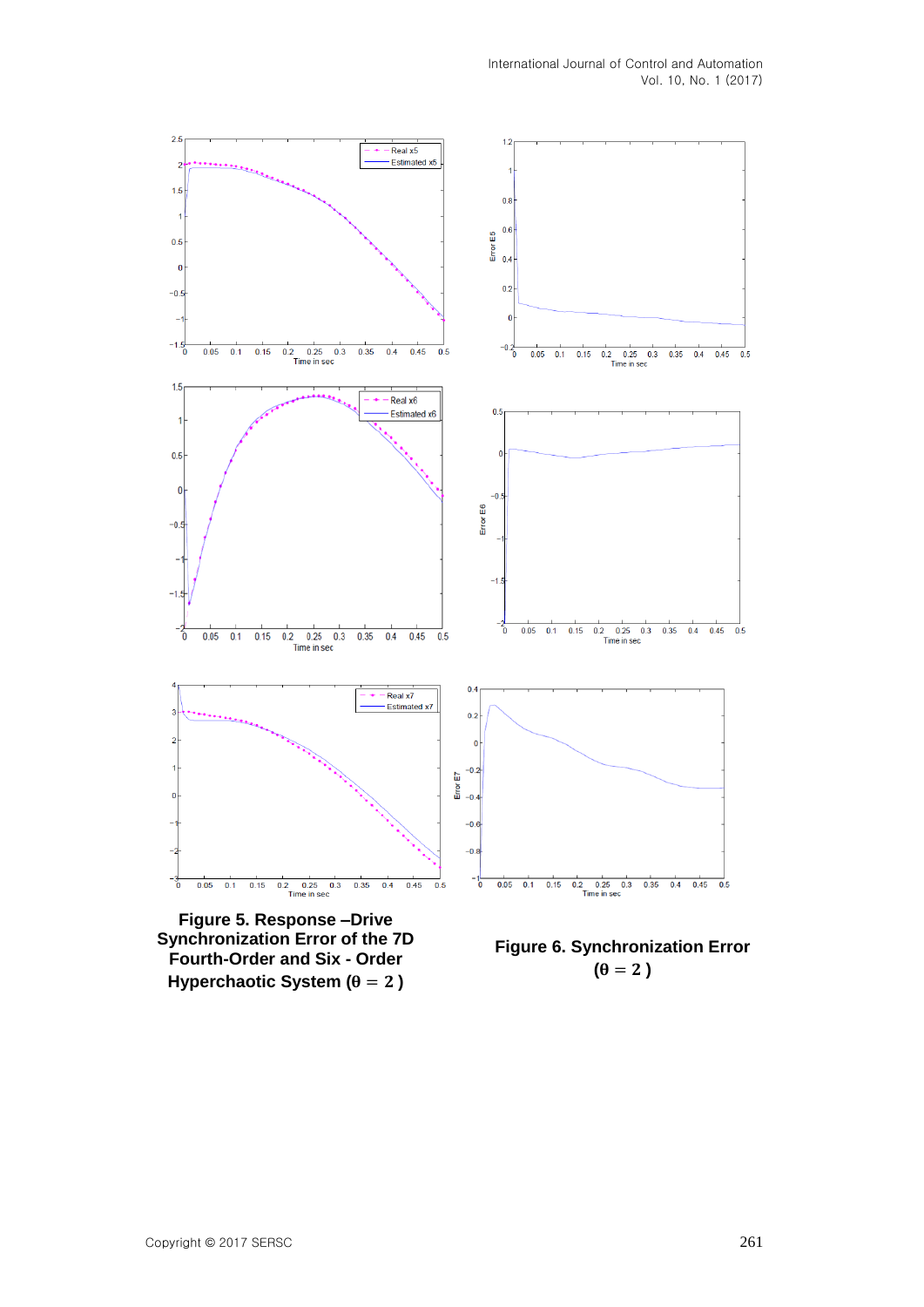**Figure 5. Response –Drive Synchronization Error of the 7D Fourth-Order and Six - Order Hyperchaotic System ($\theta = 2$)**

**Figure 6. Synchronization Error ($\theta = 2$)**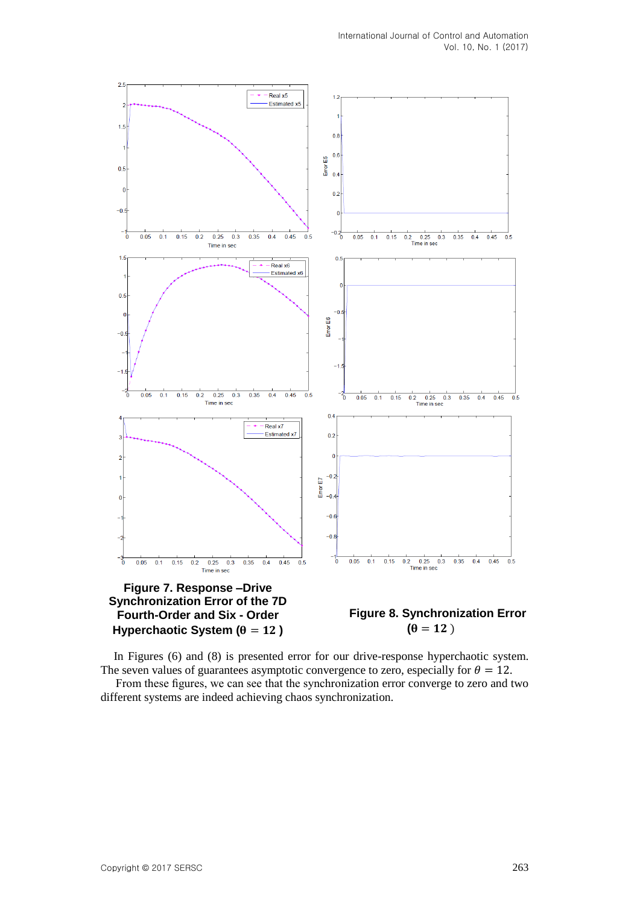**Figure 7. Response –Drive Synchronization Error of the 7D Fourth-Order and Six - Order Hyperchaotic System ($\theta = 12$ )**

**Figure 8. Synchronization Error ($\theta = 12$ )**

In Figures (6) and (8) is presented error for our drive-response hyperchaotic system. The seven values of guarantees asymptotic convergence to zero, especially for $\theta = 12$.

From these figures, we can see that the synchronization error converge to zero and two different systems are indeed achieving chaos synchronization.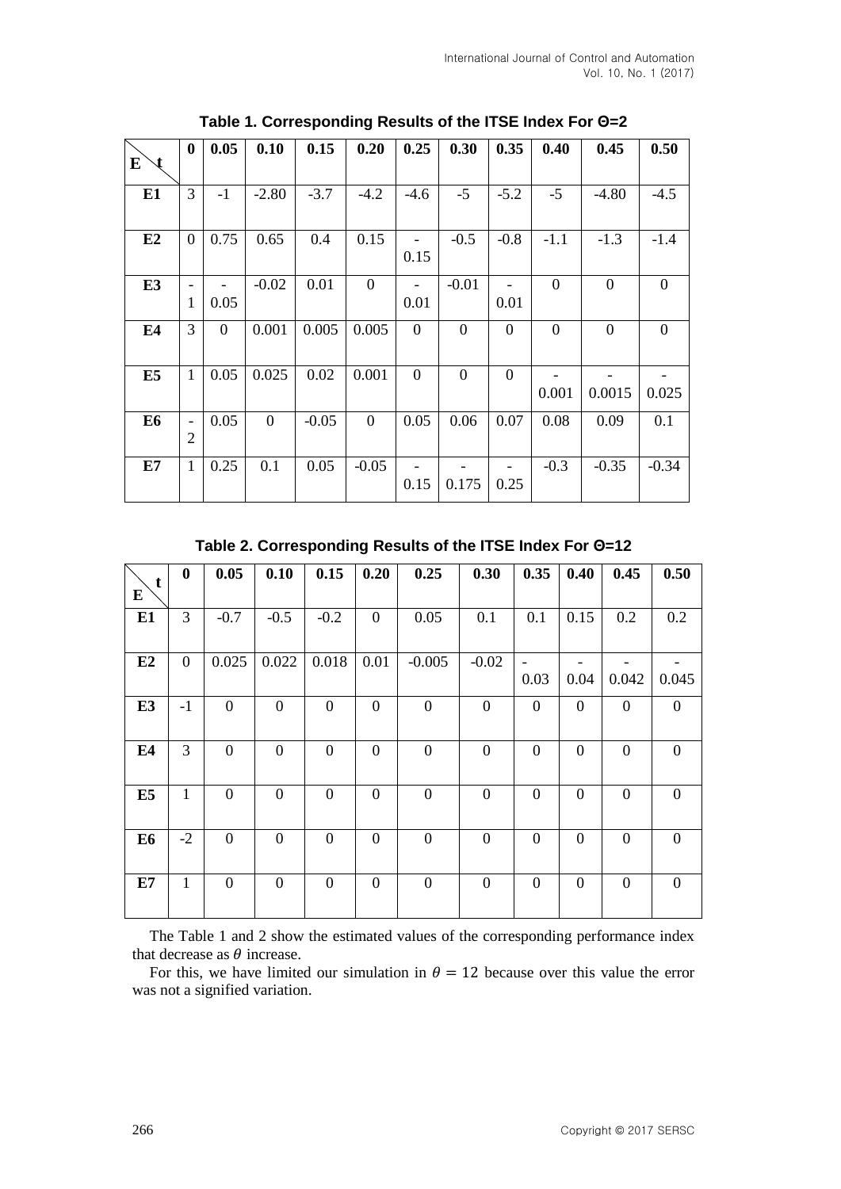**Table 1. Corresponding Results of the ITSE Index For Θ=2**

| E \ t | 0 | 0.05 | 0.10 | 0.15 | 0.20 | 0.25 | 0.30 | 0.35 | 0.40 | 0.45 | 0.50 |
|---|---|---|---|---|---|---|---|---|---|---|---|
| **E1** | 3 | -1 | -2.80 | -3.7 | -4.2 | -4.6 | -5 | -5.2 | -5 | -4.80 | -4.5 |
| **E2** | 0 | 0.75 | 0.65 | 0.4 | 0.15 | -0.15 | -0.5 | -0.8 | -1.1 | -1.3 | -1.4 |
| **E3** | -1 | -0.05 | -0.02 | 0.01 | 0 | -0.01 | -0.01 | -0.01 | 0 | 0 | 0 |
| **E4** | 3 | 0 | 0.001 | 0.005 | 0.005 | 0 | 0 | 0 | 0 | 0 | 0 |
| **E5** | 1 | 0.05 | 0.025 | 0.02 | 0.001 | 0 | 0 | 0 | -0.001 | -0.0015 | -0.025 |
| **E6** | -2 | 0.05 | 0 | -0.05 | 0 | 0.05 | 0.06 | 0.07 | 0.08 | 0.09 | 0.1 |
| **E7** | 1 | 0.25 | 0.1 | 0.05 | -0.05 | -0.15 | -0.175 | -0.25 | -0.3 | -0.35 | -0.34 |

**Table 2. Corresponding Results of the ITSE Index For Θ=12**

| E \ t | 0 | 0.05 | 0.10 | 0.15 | 0.20 | 0.25 | 0.30 | 0.35 | 0.40 | 0.45 | 0.50 |
|---|---|---|---|---|---|---|---|---|---|---|---|
| **E1** | 3 | -0.7 | -0.5 | -0.2 | 0 | 0.05 | 0.1 | 0.1 | 0.15 | 0.2 | 0.2 |
| **E2** | 0 | 0.025 | 0.022 | 0.018 | 0.01 | -0.005 | -0.02 | -0.03 | -0.04 | -0.042 | -0.045 |
| **E3** | -1 | 0 | 0 | 0 | 0 | 0 | 0 | 0 | 0 | 0 | 0 |
| **E4** | 3 | 0 | 0 | 0 | 0 | 0 | 0 | 0 | 0 | 0 | 0 |
| **E5** | 1 | 0 | 0 | 0 | 0 | 0 | 0 | 0 | 0 | 0 | 0 |
| **E6** | -2 | 0 | 0 | 0 | 0 | 0 | 0 | 0 | 0 | 0 | 0 |
| **E7** | 1 | 0 | 0 | 0 | 0 | 0 | 0 | 0 | 0 | 0 | 0 |

The Table 1 and 2 show the estimated values of the corresponding performance index that decrease as $\theta$ increase.

For this, we have limited our simulation in $\theta = 12$ because over this value the error was not a signified variation.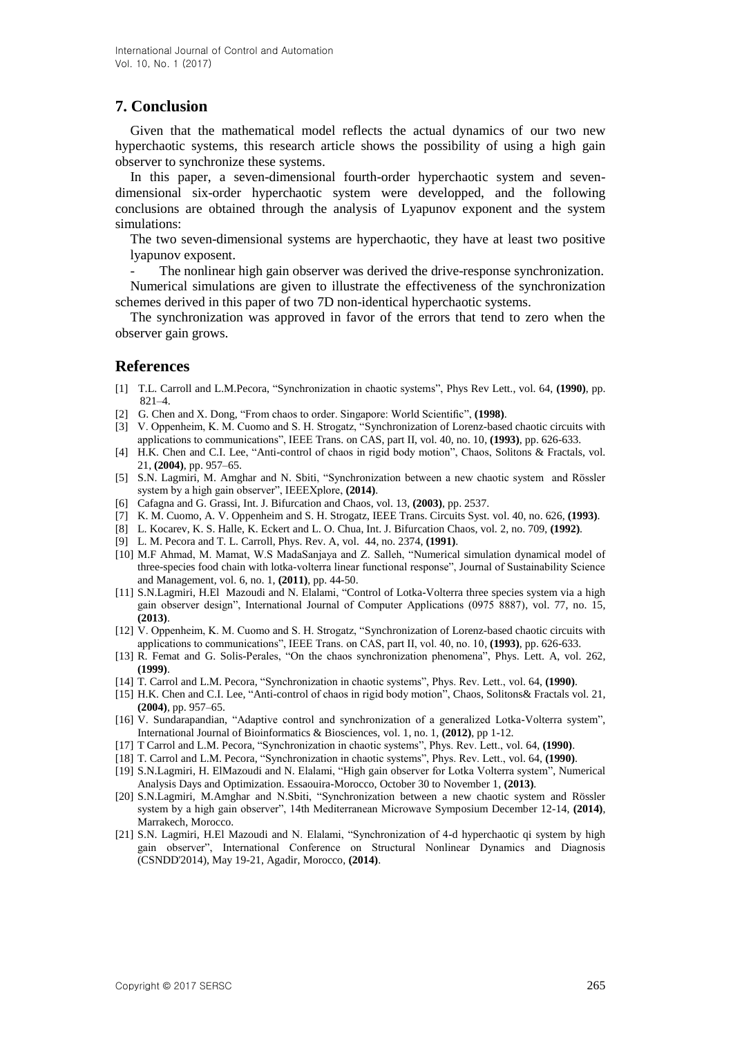## 7. Conclusion

Given that the mathematical model reflects the actual dynamics of our two new hyperchaotic systems, this research article shows the possibility of using a high gain observer to synchronize these systems.

In this paper, a seven-dimensional fourth-order hyperchaotic system and seven-dimensional six-order hyperchaotic system were developped, and the following conclusions are obtained through the analysis of Lyapunov exponent and the system simulations:

The two seven-dimensional systems are hyperchaotic, they have at least two positive lyapunov exponent.

- The nonlinear high gain observer was derived the drive-response synchronization.

Numerical simulations are given to illustrate the effectiveness of the synchronization schemes derived in this paper of two 7D non-identical hyperchaotic systems.

The synchronization was approved in favor of the errors that tend to zero when the observer gain grows.

## References

[1] T.L. Carroll and L.M.Pecora, "Synchronization in chaotic systems", Phys Rev Lett., vol. 64, **(1990)**, pp. 821–4.

[2] G. Chen and X. Dong, "From chaos to order. Singapore: World Scientific", **(1998)**.

[3] V. Oppenheim, K. M. Cuomo and S. H. Strogatz, "Synchronization of Lorenz-based chaotic circuits with applications to communications", IEEE Trans. on CAS, part II, vol. 40, no. 10, **(1993)**, pp. 626-633.

[4] H.K. Chen and C.I. Lee, "Anti-control of chaos in rigid body motion", Chaos, Solitons & Fractals, vol. 21, **(2004)**, pp. 957–65.

[5] S.N. Lagmiri, M. Amghar and N. Sbiti, "Synchronization between a new chaotic system and Rössler system by a high gain observer", IEEEXplore, **(2014)**.

[6] Cafagna and G. Grassi, Int. J. Bifurcation and Chaos, vol. 13, **(2003)**, pp. 2537.

[7] K. M. Cuomo, A. V. Oppenheim and S. H. Strogatz, IEEE Trans. Circuits Syst. vol. 40, no. 626, **(1993)**.

[8] L. Kocarev, K. S. Halle, K. Eckert and L. O. Chua, Int. J. Bifurcation Chaos, vol. 2, no. 709, **(1992)**.

[9] L. M. Pecora and T. L. Carroll, Phys. Rev. A, vol. 44, no. 2374, **(1991)**.

[10] M.F Ahmad, M. Mamat, W.S MadaSanjaya and Z. Salleh, "Numerical simulation dynamical model of three-species food chain with lotka-volterra linear functional response", Journal of Sustainability Science and Management, vol. 6, no. 1, **(2011)**, pp. 44-50.

[11] S.N.Lagmiri, H.El Mazoudi and N. Elalami, "Control of Lotka-Volterra three species system via a high gain observer design", International Journal of Computer Applications (0975 8887), vol. 77, no. 15, **(2013)**.

[12] V. Oppenheim, K. M. Cuomo and S. H. Strogatz, "Synchronization of Lorenz-based chaotic circuits with applications to communications", IEEE Trans. on CAS, part II, vol. 40, no. 10, **(1993)**, pp. 626-633.

[13] R. Femat and G. Solis-Perales, "On the chaos synchronization phenomena", Phys. Lett. A, vol. 262, **(1999)**.

[14] T. Carrol and L.M. Pecora, "Synchronization in chaotic systems", Phys. Rev. Lett., vol. 64, **(1990)**.

[15] H.K. Chen and C.I. Lee, "Anti-control of chaos in rigid body motion", Chaos, Solitons& Fractals vol. 21, **(2004)**, pp. 957–65.

[16] V. Sundarapandian, "Adaptive control and synchronization of a generalized Lotka-Volterra system", International Journal of Bioinformatics & Biosciences, vol. 1, no. 1, **(2012)**, pp 1-12.

[17] T Carrol and L.M. Pecora, "Synchronization in chaotic systems", Phys. Rev. Lett., vol. 64, **(1990)**.

[18] T. Carrol and L.M. Pecora, "Synchronization in chaotic systems", Phys. Rev. Lett., vol. 64, **(1990)**.

[19] S.N.Lagmiri, H. ElMazoudi and N. Elalami, "High gain observer for Lotka Volterra system", Numerical Analysis Days and Optimization. Essaouira-Morocco, October 30 to November 1, **(2013)**.

[20] S.N.Lagmiri, M.Amghar and N.Sbiti, "Synchronization between a new chaotic system and Rössler system by a high gain observer", 14th Mediterranean Microwave Symposium December 12-14, **(2014)**, Marrakech, Morocco.

[21] S.N. Lagmiri, H.El Mazoudi and N. Elalami, "Synchronization of 4-d hyperchaotic qi system by high gain observer", International Conference on Structural Nonlinear Dynamics and Diagnosis (CSNDD'2014), May 19-21, Agadir, Morocco, **(2014)**.